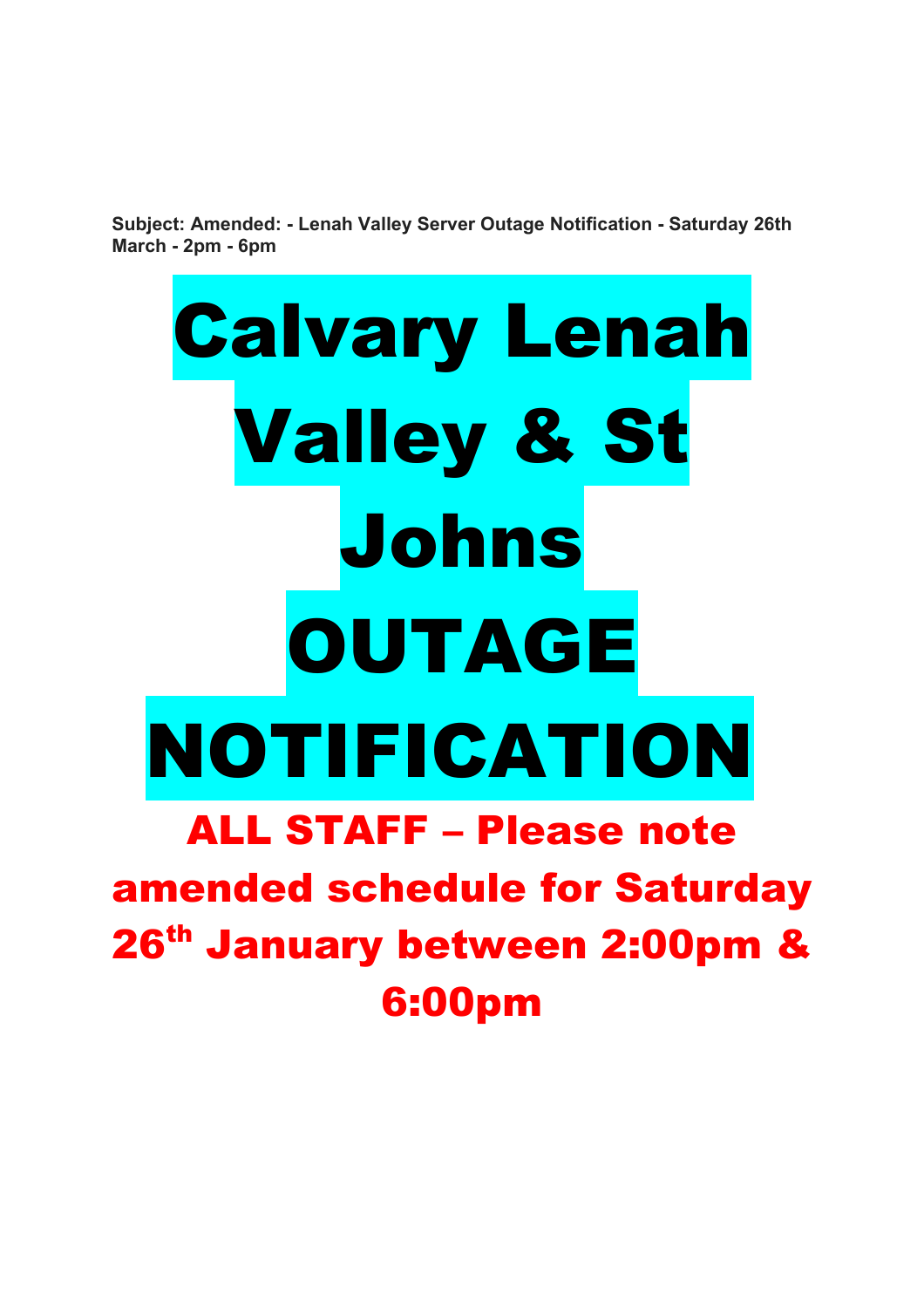**Subject: Amended: - Lenah Valley Server Outage Notification - Saturday 26th March - 2pm - 6pm**

# Calvary Lenah Valley & St Johns OUTAGE NOTIFICATION

## ALL STAFF – Please note amended schedule for Saturday 26th January between 2:00pm & 6:00pm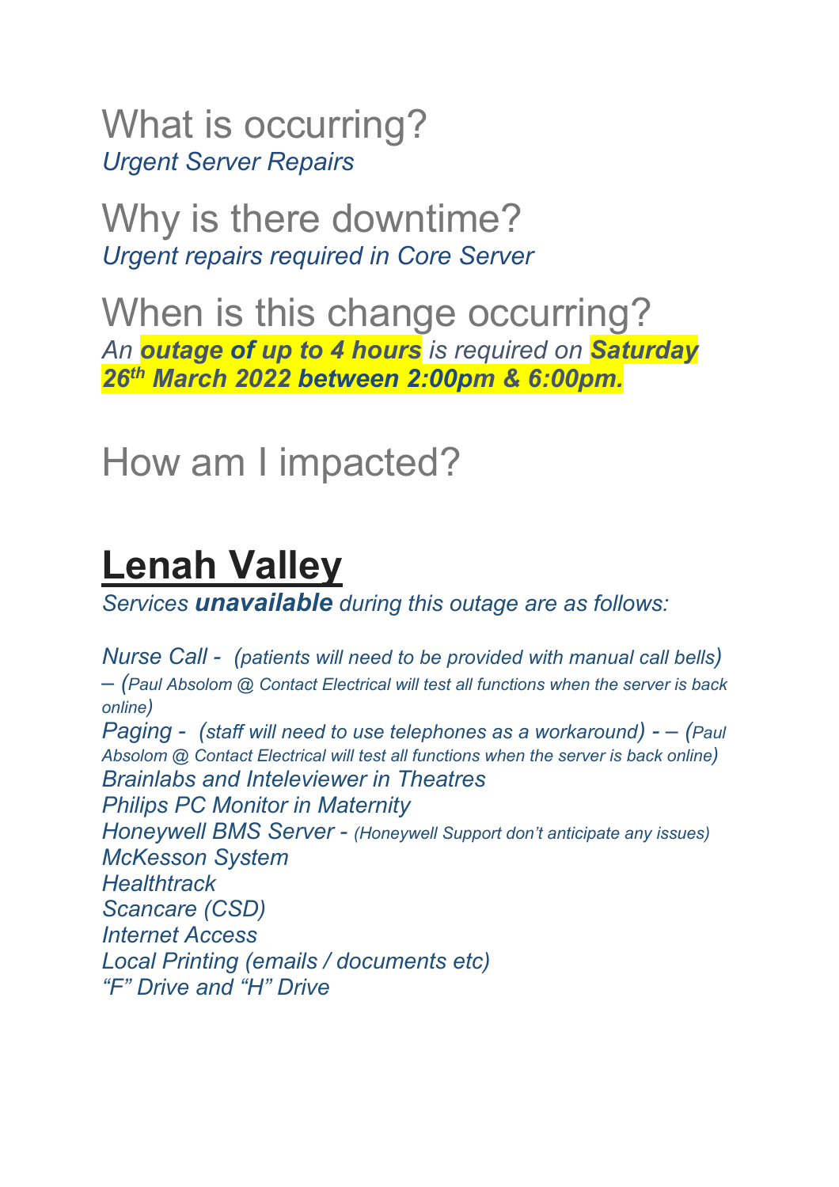## What is occurring?

*Urgent Server Repairs*

## Why is there downtime?

*Urgent repairs required in Core Server*

## When is this change occurring?

*An **outage of up to 4 hours** is required on **Saturday 26th March 2022 between 2:00pm & 6:00pm.***

## How am I impacted?

# Lenah Valley

*Services **unavailable** during this outage are as follows:*

*Nurse Call - (patients will need to be provided with manual call bells) – (Paul Absolom @ Contact Electrical will test all functions when the server is back online)*
*Paging - (staff will need to use telephones as a workaround) - – (Paul Absolom @ Contact Electrical will test all functions when the server is back online)*
*Brainlabs and Inteleviewer in Theatres*
*Philips PC Monitor in Maternity*
*Honeywell BMS Server - (Honeywell Support don't anticipate any issues)*
*McKesson System*
*Healthtrack*
*Scancare (CSD)*
*Internet Access*
*Local Printing (emails / documents etc)*
*"F" Drive and "H" Drive*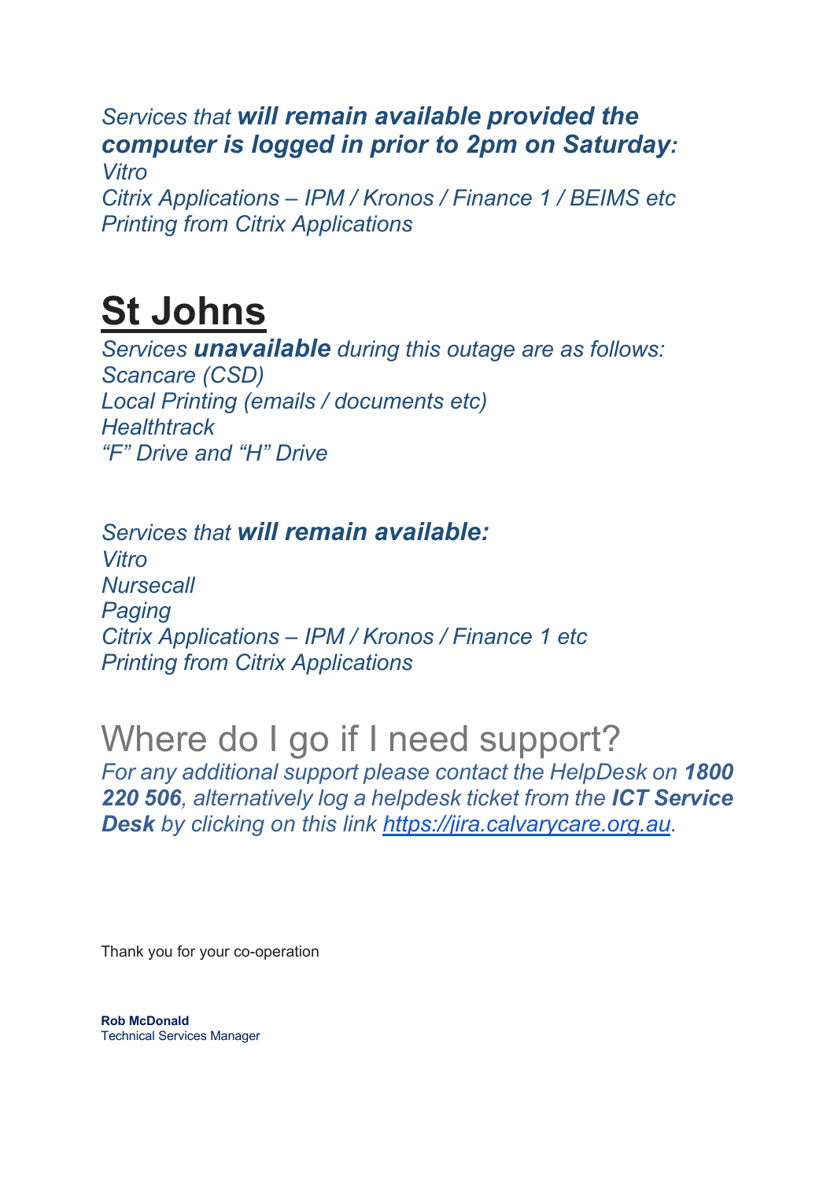*Services that **will remain available provided the computer is logged in prior to 2pm on Saturday:***
*Vitro*
*Citrix Applications – IPM / Kronos / Finance 1 / BEIMS etc*
*Printing from Citrix Applications*

# St Johns

*Services **unavailable** during this outage are as follows:*
*Scancare (CSD)*
*Local Printing (emails / documents etc)*
*Healthtrack*
*"F" Drive and "H" Drive*

*Services that **will remain available:***
*Vitro*
*Nursecall*
*Paging*
*Citrix Applications – IPM / Kronos / Finance 1 etc*
*Printing from Citrix Applications*

## Where do I go if I need support?

*For any additional support please contact the HelpDesk on **1800 220 506**, alternatively log a helpdesk ticket from the **ICT Service Desk** by clicking on this link [https://jira.calvarycare.org.au](https://jira.calvarycare.org.au).*

Thank you for your co-operation

**Rob McDonald**
Technical Services Manager